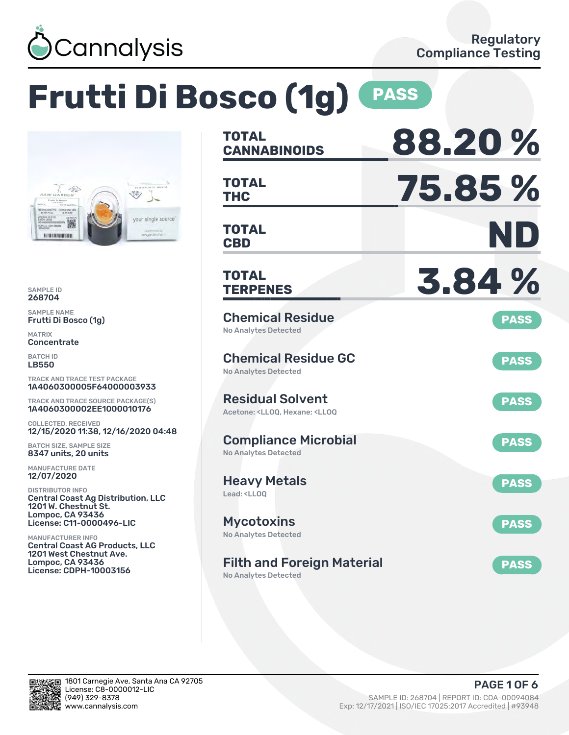Cannalysis

Regulatory Compliance Testing

# Frutti Di Bosco (1g) PASS

SAMPLE ID
268704

SAMPLE NAME
Frutti Di Bosco (1g)

MATRIX
Concentrate

BATCH ID
LB550

TRACK AND TRACE TEST PACKAGE
1A4060300005F64000003933

TRACK AND TRACE SOURCE PACKAGE(S)
1A4060300002EE1000010176

COLLECTED, RECEIVED
12/15/2020 11:38, 12/16/2020 04:48

BATCH SIZE, SAMPLE SIZE
8347 units, 20 units

MANUFACTURE DATE
12/07/2020

DISTRIBUTOR INFO
Central Coast Ag Distribution, LLC
1201 W. Chestnut St.
Lompoc, CA 93436
License: C11-0000496-LIC

MANUFACTURER INFO
Central Coast AG Products, LLC
1201 West Chestnut Ave.
Lompoc, CA 93436
License: CDPH-10003156

| | |
|---|---|
| **TOTAL CANNABINOIDS** | **88.20 %** |
| **TOTAL THC** | **75.85 %** |
| **TOTAL CBD** | **ND** |
| **TOTAL TERPENES** | **3.84 %** |

## Chemical Residue — PASS
No Analytes Detected

## Chemical Residue GC — PASS
No Analytes Detected

## Residual Solvent — PASS
Acetone: <LLOQ, Hexane: <LLOQ

## Compliance Microbial — PASS
No Analytes Detected

## Heavy Metals — PASS
Lead: <LLOQ

## Mycotoxins — PASS
No Analytes Detected

## Filth and Foreign Material — PASS
No Analytes Detected

1801 Carnegie Ave, Santa Ana CA 92705
License: C8-0000012-LIC
(949) 329-8378
www.cannalysis.com

SAMPLE ID: 268704 | REPORT ID: COA-00094084
Exp: 12/17/2021 | ISO/IEC 17025:2017 Accredited | #93948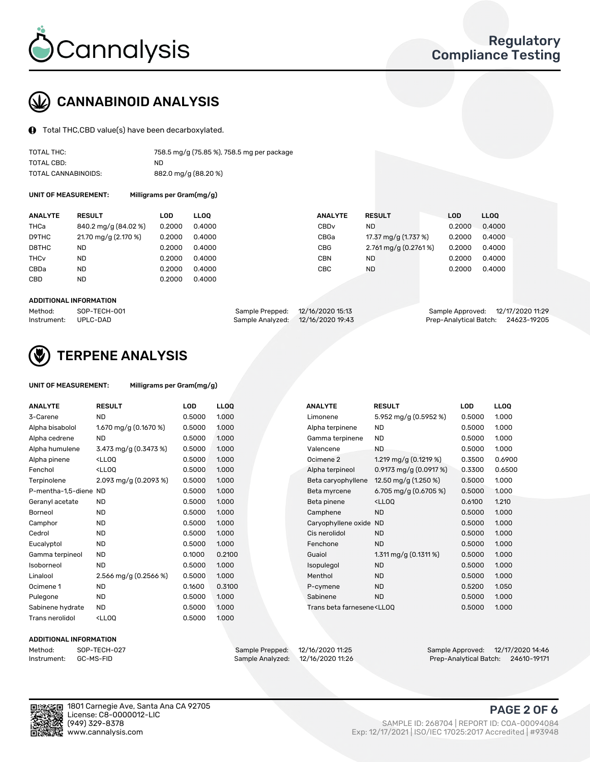# CANNABINOID ANALYSIS

Total THC,CBD value(s) have been decarboxylated.

| | |
|---|---|
| TOTAL THC: | 758.5 mg/g (75.85 %), 758.5 mg per package |
| TOTAL CBD: | ND |
| TOTAL CANNABINOIDS: | 882.0 mg/g (88.20 %) |

**UNIT OF MEASUREMENT:** Milligrams per Gram(mg/g)

| ANALYTE | RESULT | LOD | LLOQ | ANALYTE | RESULT | LOD | LLOQ |
|---|---|---|---|---|---|---|---|
| THCa | 840.2 mg/g (84.02 %) | 0.2000 | 0.4000 | CBDv | ND | 0.2000 | 0.4000 |
| D9THC | 21.70 mg/g (2.170 %) | 0.2000 | 0.4000 | CBGa | 17.37 mg/g (1.737 %) | 0.2000 | 0.4000 |
| D8THC | ND | 0.2000 | 0.4000 | CBG | 2.761 mg/g (0.2761 %) | 0.2000 | 0.4000 |
| THCv | ND | 0.2000 | 0.4000 | CBN | ND | 0.2000 | 0.4000 |
| CBDa | ND | 0.2000 | 0.4000 | CBC | ND | 0.2000 | 0.4000 |
| CBD | ND | 0.2000 | 0.4000 | | | | |

**ADDITIONAL INFORMATION**

| | | | | | |
|---|---|---|---|---|---|
| Method: | SOP-TECH-001 | Sample Prepped: | 12/16/2020 15:13 | Sample Approved: | 12/17/2020 11:29 |
| Instrument: | UPLC-DAD | Sample Analyzed: | 12/16/2020 19:43 | Prep-Analytical Batch: | 24623-19205 |

# TERPENE ANALYSIS

**UNIT OF MEASUREMENT:** Milligrams per Gram(mg/g)

| ANALYTE | RESULT | LOD | LLOQ | ANALYTE | RESULT | LOD | LLOQ |
|---|---|---|---|---|---|---|---|
| 3-Carene | ND | 0.5000 | 1.000 | Limonene | 5.952 mg/g (0.5952 %) | 0.5000 | 1.000 |
| Alpha bisabolol | 1.670 mg/g (0.1670 %) | 0.5000 | 1.000 | Alpha terpinene | ND | 0.5000 | 1.000 |
| Alpha cedrene | ND | 0.5000 | 1.000 | Gamma terpinene | ND | 0.5000 | 1.000 |
| Alpha humulene | 3.473 mg/g (0.3473 %) | 0.5000 | 1.000 | Valencene | ND | 0.5000 | 1.000 |
| Alpha pinene | <LLOQ | 0.5000 | 1.000 | Ocimene 2 | 1.219 mg/g (0.1219 %) | 0.3500 | 0.6900 |
| Fenchol | <LLOQ | 0.5000 | 1.000 | Alpha terpineol | 0.9173 mg/g (0.0917 %) | 0.3300 | 0.6500 |
| Terpinolene | 2.093 mg/g (0.2093 %) | 0.5000 | 1.000 | Beta caryophyllene | 12.50 mg/g (1.250 %) | 0.5000 | 1.000 |
| P-mentha-1,5-diene | ND | 0.5000 | 1.000 | Beta myrcene | 6.705 mg/g (0.6705 %) | 0.5000 | 1.000 |
| Geranyl acetate | ND | 0.5000 | 1.000 | Beta pinene | <LLOQ | 0.6100 | 1.210 |
| Borneol | ND | 0.5000 | 1.000 | Camphene | ND | 0.5000 | 1.000 |
| Camphor | ND | 0.5000 | 1.000 | Caryophyllene oxide | ND | 0.5000 | 1.000 |
| Cedrol | ND | 0.5000 | 1.000 | Cis nerolidol | ND | 0.5000 | 1.000 |
| Eucalyptol | ND | 0.5000 | 1.000 | Fenchone | ND | 0.5000 | 1.000 |
| Gamma terpineol | ND | 0.1000 | 0.2100 | Guaiol | 1.311 mg/g (0.1311 %) | 0.5000 | 1.000 |
| Isoborneol | ND | 0.5000 | 1.000 | Isopulegol | ND | 0.5000 | 1.000 |
| Linalool | 2.566 mg/g (0.2566 %) | 0.5000 | 1.000 | Menthol | ND | 0.5000 | 1.000 |
| Ocimene 1 | ND | 0.1600 | 0.3100 | P-cymene | ND | 0.5200 | 1.050 |
| Pulegone | ND | 0.5000 | 1.000 | Sabinene | ND | 0.5000 | 1.000 |
| Sabinene hydrate | ND | 0.5000 | 1.000 | Trans beta farnesene | <LLOQ | 0.5000 | 1.000 |
| Trans nerolidol | <LLOQ | 0.5000 | 1.000 | | | | |

**ADDITIONAL INFORMATION**

| | | | | | |
|---|---|---|---|---|---|
| Method: | SOP-TECH-027 | Sample Prepped: | 12/16/2020 11:25 | Sample Approved: | 12/17/2020 14:46 |
| Instrument: | GC-MS-FID | Sample Analyzed: | 12/16/2020 11:26 | Prep-Analytical Batch: | 24610-19171 |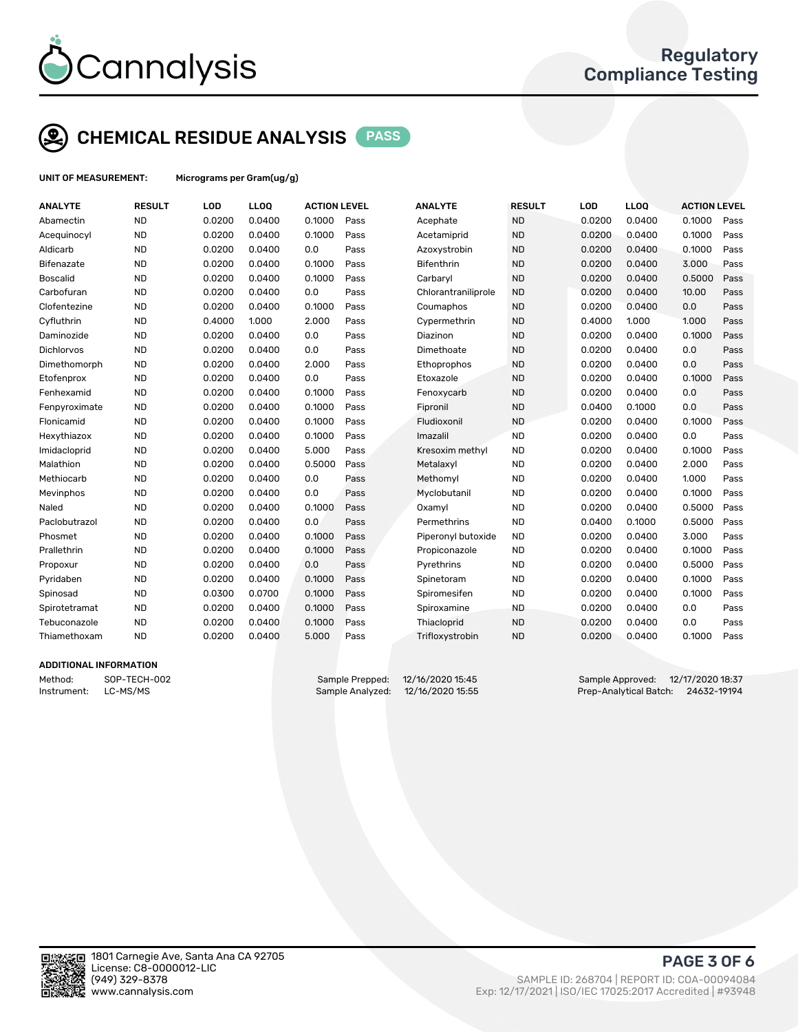# CHEMICAL RESIDUE ANALYSIS PASS

**UNIT OF MEASUREMENT:** Micrograms per Gram(ug/g)

| ANALYTE | RESULT | LOD | LLOQ | ACTION LEVEL | | ANALYTE | RESULT | LOD | LLOQ | ACTION LEVEL | |
|---|---|---|---|---|---|---|---|---|---|---|---|
| Abamectin | ND | 0.0200 | 0.0400 | 0.1000 | Pass | Acephate | ND | 0.0200 | 0.0400 | 0.1000 | Pass |
| Acequinocyl | ND | 0.0200 | 0.0400 | 0.1000 | Pass | Acetamiprid | ND | 0.0200 | 0.0400 | 0.1000 | Pass |
| Aldicarb | ND | 0.0200 | 0.0400 | 0.0 | Pass | Azoxystrobin | ND | 0.0200 | 0.0400 | 0.1000 | Pass |
| Bifenazate | ND | 0.0200 | 0.0400 | 0.1000 | Pass | Bifenthrin | ND | 0.0200 | 0.0400 | 3.000 | Pass |
| Boscalid | ND | 0.0200 | 0.0400 | 0.1000 | Pass | Carbaryl | ND | 0.0200 | 0.0400 | 0.5000 | Pass |
| Carbofuran | ND | 0.0200 | 0.0400 | 0.0 | Pass | Chlorantraniliprole | ND | 0.0200 | 0.0400 | 10.00 | Pass |
| Clofentezine | ND | 0.0200 | 0.0400 | 0.1000 | Pass | Coumaphos | ND | 0.0200 | 0.0400 | 0.0 | Pass |
| Cyfluthrin | ND | 0.4000 | 1.000 | 2.000 | Pass | Cypermethrin | ND | 0.4000 | 1.000 | 1.000 | Pass |
| Daminozide | ND | 0.0200 | 0.0400 | 0.0 | Pass | Diazinon | ND | 0.0200 | 0.0400 | 0.1000 | Pass |
| Dichlorvos | ND | 0.0200 | 0.0400 | 0.0 | Pass | Dimethoate | ND | 0.0200 | 0.0400 | 0.0 | Pass |
| Dimethomorph | ND | 0.0200 | 0.0400 | 2.000 | Pass | Ethoprophos | ND | 0.0200 | 0.0400 | 0.0 | Pass |
| Etofenprox | ND | 0.0200 | 0.0400 | 0.0 | Pass | Etoxazole | ND | 0.0200 | 0.0400 | 0.1000 | Pass |
| Fenhexamid | ND | 0.0200 | 0.0400 | 0.1000 | Pass | Fenoxycarb | ND | 0.0200 | 0.0400 | 0.0 | Pass |
| Fenpyroximate | ND | 0.0200 | 0.0400 | 0.1000 | Pass | Fipronil | ND | 0.0400 | 0.1000 | 0.0 | Pass |
| Flonicamid | ND | 0.0200 | 0.0400 | 0.1000 | Pass | Fludioxonil | ND | 0.0200 | 0.0400 | 0.1000 | Pass |
| Hexythiazox | ND | 0.0200 | 0.0400 | 0.1000 | Pass | Imazalil | ND | 0.0200 | 0.0400 | 0.0 | Pass |
| Imidacloprid | ND | 0.0200 | 0.0400 | 5.000 | Pass | Kresoxim methyl | ND | 0.0200 | 0.0400 | 0.1000 | Pass |
| Malathion | ND | 0.0200 | 0.0400 | 0.5000 | Pass | Metalaxyl | ND | 0.0200 | 0.0400 | 2.000 | Pass |
| Methiocarb | ND | 0.0200 | 0.0400 | 0.0 | Pass | Methomyl | ND | 0.0200 | 0.0400 | 1.000 | Pass |
| Mevinphos | ND | 0.0200 | 0.0400 | 0.0 | Pass | Myclobutanil | ND | 0.0200 | 0.0400 | 0.1000 | Pass |
| Naled | ND | 0.0200 | 0.0400 | 0.1000 | Pass | Oxamyl | ND | 0.0200 | 0.0400 | 0.5000 | Pass |
| Paclobutrazol | ND | 0.0200 | 0.0400 | 0.0 | Pass | Permethrins | ND | 0.0400 | 0.1000 | 0.5000 | Pass |
| Phosmet | ND | 0.0200 | 0.0400 | 0.1000 | Pass | Piperonyl butoxide | ND | 0.0200 | 0.0400 | 3.000 | Pass |
| Prallethrin | ND | 0.0200 | 0.0400 | 0.1000 | Pass | Propiconazole | ND | 0.0200 | 0.0400 | 0.1000 | Pass |
| Propoxur | ND | 0.0200 | 0.0400 | 0.0 | Pass | Pyrethrins | ND | 0.0200 | 0.0400 | 0.5000 | Pass |
| Pyridaben | ND | 0.0200 | 0.0400 | 0.1000 | Pass | Spinetoram | ND | 0.0200 | 0.0400 | 0.1000 | Pass |
| Spinosad | ND | 0.0300 | 0.0700 | 0.1000 | Pass | Spiromesifen | ND | 0.0200 | 0.0400 | 0.1000 | Pass |
| Spirotetramat | ND | 0.0200 | 0.0400 | 0.1000 | Pass | Spiroxamine | ND | 0.0200 | 0.0400 | 0.0 | Pass |
| Tebuconazole | ND | 0.0200 | 0.0400 | 0.1000 | Pass | Thiacloprid | ND | 0.0200 | 0.0400 | 0.0 | Pass |
| Thiamethoxam | ND | 0.0200 | 0.0400 | 5.000 | Pass | Trifloxystrobin | ND | 0.0200 | 0.0400 | 0.1000 | Pass |

## ADDITIONAL INFORMATION

Method: SOP-TECH-002
Instrument: LC-MS/MS

Sample Prepped: 12/16/2020 15:45
Sample Analyzed: 12/16/2020 15:55

Sample Approved: 12/17/2020 18:37
Prep-Analytical Batch: 24632-19194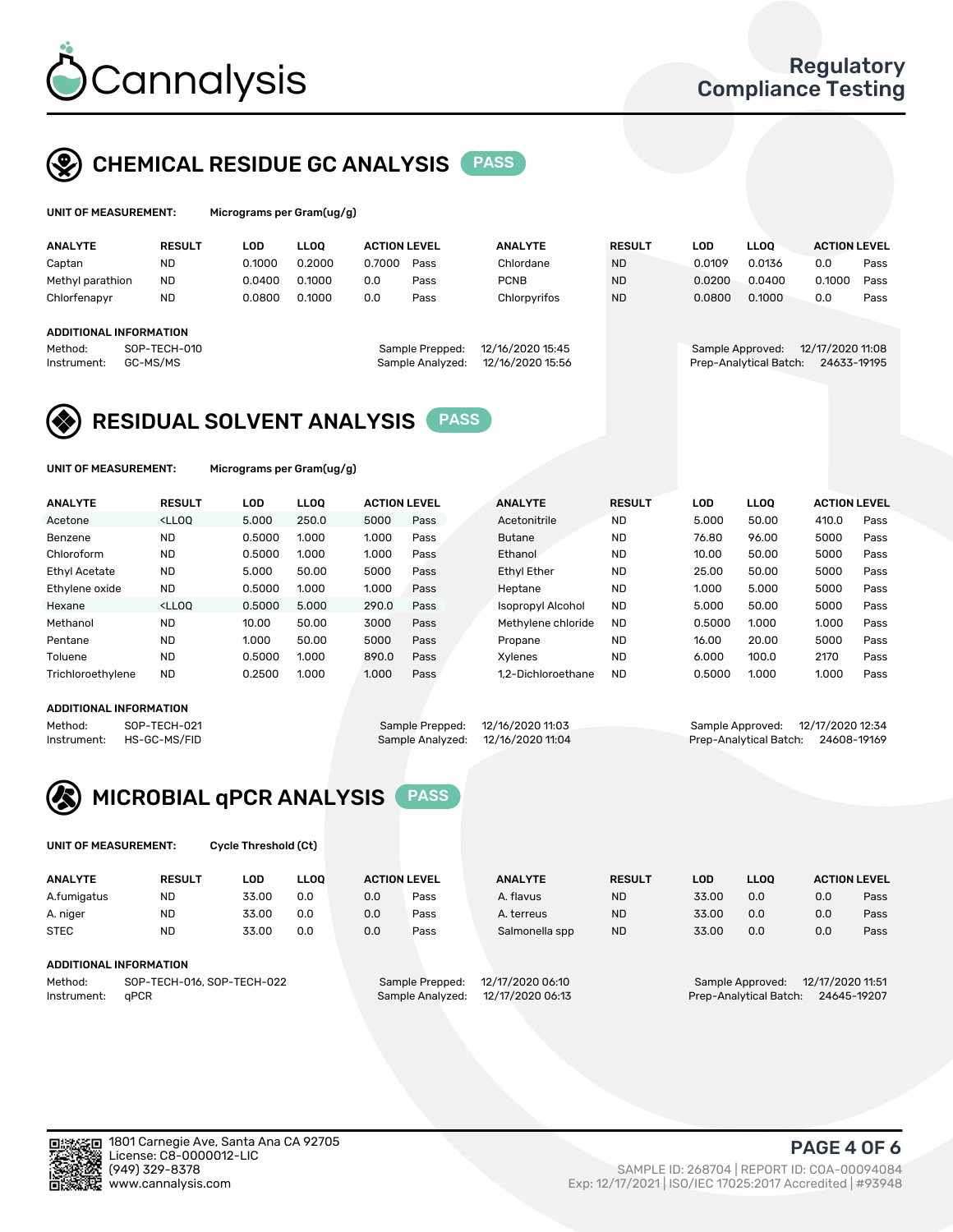# Cannalysis

Regulatory Compliance Testing

## CHEMICAL RESIDUE GC ANALYSIS PASS

**UNIT OF MEASUREMENT:** Micrograms per Gram(ug/g)

| ANALYTE | RESULT | LOD | LLOQ | ACTION LEVEL | | ANALYTE | RESULT | LOD | LLOQ | ACTION LEVEL | |
|---|---|---|---|---|---|---|---|---|---|---|---|
| Captan | ND | 0.1000 | 0.2000 | 0.7000 | Pass | Chlordane | ND | 0.0109 | 0.0136 | 0.0 | Pass |
| Methyl parathion | ND | 0.0400 | 0.1000 | 0.0 | Pass | PCNB | ND | 0.0200 | 0.0400 | 0.1000 | Pass |
| Chlorfenapyr | ND | 0.0800 | 0.1000 | 0.0 | Pass | Chlorpyrifos | ND | 0.0800 | 0.1000 | 0.0 | Pass |

**ADDITIONAL INFORMATION**

Method: SOP-TECH-010
Instrument: GC-MS/MS
Sample Prepped: 12/16/2020 15:45
Sample Analyzed: 12/16/2020 15:56
Sample Approved: 12/17/2020 11:08
Prep-Analytical Batch: 24633-19195

## RESIDUAL SOLVENT ANALYSIS PASS

**UNIT OF MEASUREMENT:** Micrograms per Gram(ug/g)

| ANALYTE | RESULT | LOD | LLOQ | ACTION LEVEL | | ANALYTE | RESULT | LOD | LLOQ | ACTION LEVEL | |
|---|---|---|---|---|---|---|---|---|---|---|---|
| Acetone | <LLOQ | 5.000 | 250.0 | 5000 | Pass | Acetonitrile | ND | 5.000 | 50.00 | 410.0 | Pass |
| Benzene | ND | 0.5000 | 1.000 | 1.000 | Pass | Butane | ND | 76.80 | 96.00 | 5000 | Pass |
| Chloroform | ND | 0.5000 | 1.000 | 1.000 | Pass | Ethanol | ND | 10.00 | 50.00 | 5000 | Pass |
| Ethyl Acetate | ND | 5.000 | 50.00 | 5000 | Pass | Ethyl Ether | ND | 25.00 | 50.00 | 5000 | Pass |
| Ethylene oxide | ND | 0.5000 | 1.000 | 1.000 | Pass | Heptane | ND | 1.000 | 5.000 | 5000 | Pass |
| Hexane | <LLOQ | 0.5000 | 5.000 | 290.0 | Pass | Isopropyl Alcohol | ND | 5.000 | 50.00 | 5000 | Pass |
| Methanol | ND | 10.00 | 50.00 | 3000 | Pass | Methylene chloride | ND | 0.5000 | 1.000 | 1.000 | Pass |
| Pentane | ND | 1.000 | 50.00 | 5000 | Pass | Propane | ND | 16.00 | 20.00 | 5000 | Pass |
| Toluene | ND | 0.5000 | 1.000 | 890.0 | Pass | Xylenes | ND | 6.000 | 100.0 | 2170 | Pass |
| Trichloroethylene | ND | 0.2500 | 1.000 | 1.000 | Pass | 1,2-Dichloroethane | ND | 0.5000 | 1.000 | 1.000 | Pass |

**ADDITIONAL INFORMATION**

Method: SOP-TECH-021
Instrument: HS-GC-MS/FID
Sample Prepped: 12/16/2020 11:03
Sample Analyzed: 12/16/2020 11:04
Sample Approved: 12/17/2020 12:34
Prep-Analytical Batch: 24608-19169

## MICROBIAL qPCR ANALYSIS PASS

**UNIT OF MEASUREMENT:** Cycle Threshold (Ct)

| ANALYTE | RESULT | LOD | LLOQ | ACTION LEVEL | | ANALYTE | RESULT | LOD | LLOQ | ACTION LEVEL | |
|---|---|---|---|---|---|---|---|---|---|---|---|
| A.fumigatus | ND | 33.00 | 0.0 | 0.0 | Pass | A. flavus | ND | 33.00 | 0.0 | 0.0 | Pass |
| A. niger | ND | 33.00 | 0.0 | 0.0 | Pass | A. terreus | ND | 33.00 | 0.0 | 0.0 | Pass |
| STEC | ND | 33.00 | 0.0 | 0.0 | Pass | Salmonella spp | ND | 33.00 | 0.0 | 0.0 | Pass |

**ADDITIONAL INFORMATION**

Method: SOP-TECH-016, SOP-TECH-022
Instrument: qPCR
Sample Prepped: 12/17/2020 06:10
Sample Analyzed: 12/17/2020 06:13
Sample Approved: 12/17/2020 11:51
Prep-Analytical Batch: 24645-19207

1801 Carnegie Ave, Santa Ana CA 92705
License: C8-0000012-LIC
(949) 329-8378
www.cannalysis.com

SAMPLE ID: 268704 | REPORT ID: COA-00094084
Exp: 12/17/2021 | ISO/IEC 17025:2017 Accredited | #93948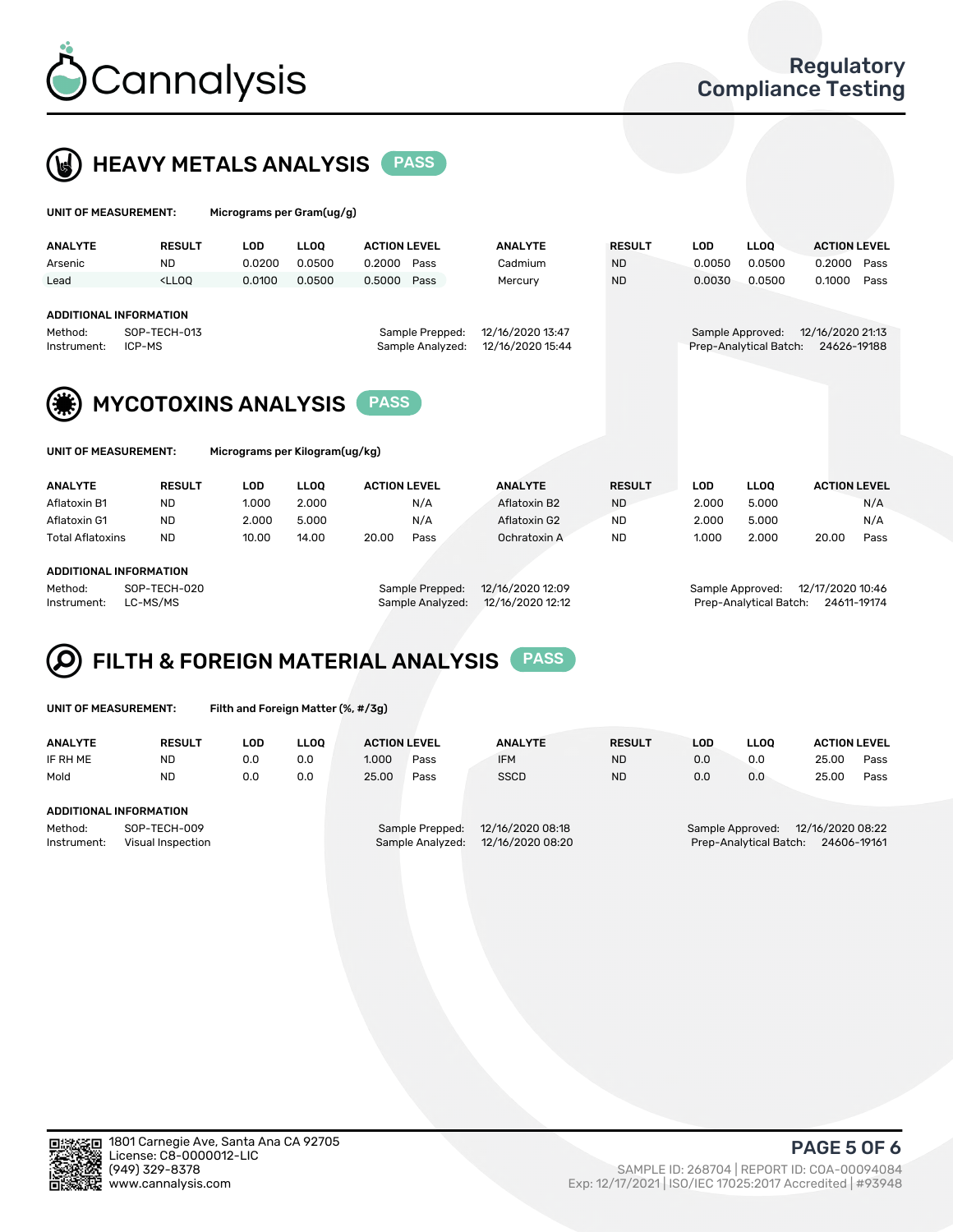# Cannalysis

**Regulatory Compliance Testing**

## HEAVY METALS ANALYSIS PASS

**UNIT OF MEASUREMENT:** Micrograms per Gram(ug/g)

| ANALYTE | RESULT | LOD | LLOQ | ACTION LEVEL | | ANALYTE | RESULT | LOD | LLOQ | ACTION LEVEL | |
|---|---|---|---|---|---|---|---|---|---|---|---|
| Arsenic | ND | 0.0200 | 0.0500 | 0.2000 | Pass | Cadmium | ND | 0.0050 | 0.0500 | 0.2000 | Pass |
| Lead | <LLOQ | 0.0100 | 0.0500 | 0.5000 | Pass | Mercury | ND | 0.0030 | 0.0500 | 0.1000 | Pass |

**ADDITIONAL INFORMATION**

| | | | | | |
|---|---|---|---|---|---|
| Method: | SOP-TECH-013 | Sample Prepped: | 12/16/2020 13:47 | Sample Approved: | 12/16/2020 21:13 |
| Instrument: | ICP-MS | Sample Analyzed: | 12/16/2020 15:44 | Prep-Analytical Batch: | 24626-19188 |

## MYCOTOXINS ANALYSIS PASS

**UNIT OF MEASUREMENT:** Micrograms per Kilogram(ug/kg)

| ANALYTE | RESULT | LOD | LLOQ | ACTION LEVEL | | ANALYTE | RESULT | LOD | LLOQ | ACTION LEVEL | |
|---|---|---|---|---|---|---|---|---|---|---|---|
| Aflatoxin B1 | ND | 1.000 | 2.000 | | N/A | Aflatoxin B2 | ND | 2.000 | 5.000 | | N/A |
| Aflatoxin G1 | ND | 2.000 | 5.000 | | N/A | Aflatoxin G2 | ND | 2.000 | 5.000 | | N/A |
| Total Aflatoxins | ND | 10.00 | 14.00 | 20.00 | Pass | Ochratoxin A | ND | 1.000 | 2.000 | 20.00 | Pass |

**ADDITIONAL INFORMATION**

| | | | | | |
|---|---|---|---|---|---|
| Method: | SOP-TECH-020 | Sample Prepped: | 12/16/2020 12:09 | Sample Approved: | 12/17/2020 10:46 |
| Instrument: | LC-MS/MS | Sample Analyzed: | 12/16/2020 12:12 | Prep-Analytical Batch: | 24611-19174 |

## FILTH & FOREIGN MATERIAL ANALYSIS PASS

**UNIT OF MEASUREMENT:** Filth and Foreign Matter (%, #/3g)

| ANALYTE | RESULT | LOD | LLOQ | ACTION LEVEL | | ANALYTE | RESULT | LOD | LLOQ | ACTION LEVEL | |
|---|---|---|---|---|---|---|---|---|---|---|---|
| IF RH ME | ND | 0.0 | 0.0 | 1.000 | Pass | IFM | ND | 0.0 | 0.0 | 25.00 | Pass |
| Mold | ND | 0.0 | 0.0 | 25.00 | Pass | SSCD | ND | 0.0 | 0.0 | 25.00 | Pass |

**ADDITIONAL INFORMATION**

| | | | | | |
|---|---|---|---|---|---|
| Method: | SOP-TECH-009 | Sample Prepped: | 12/16/2020 08:18 | Sample Approved: | 12/16/2020 08:22 |
| Instrument: | Visual Inspection | Sample Analyzed: | 12/16/2020 08:20 | Prep-Analytical Batch: | 24606-19161 |

1801 Carnegie Ave, Santa Ana CA 92705
License: C8-0000012-LIC
(949) 329-8378
www.cannalysis.com

SAMPLE ID: 268704 | REPORT ID: COA-00094084
Exp: 12/17/2021 | ISO/IEC 17025:2017 Accredited | #93948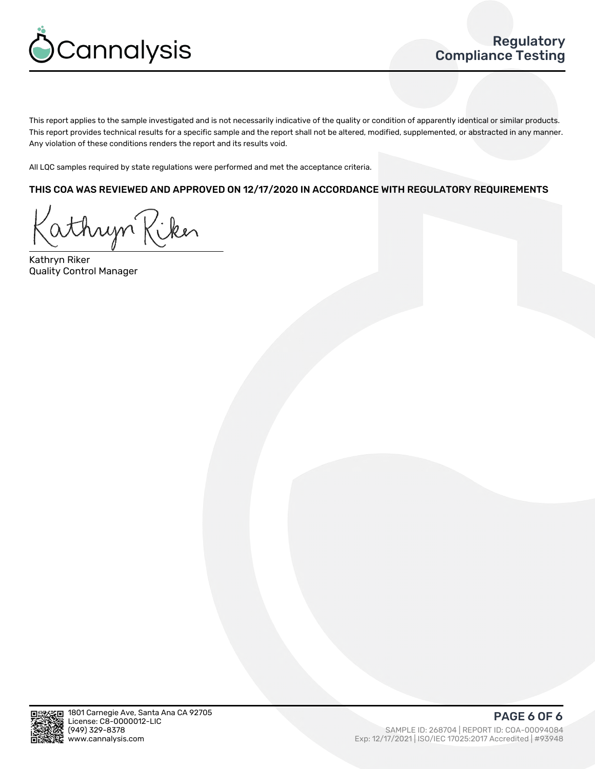This report applies to the sample investigated and is not necessarily indicative of the quality or condition of apparently identical or similar products. This report provides technical results for a specific sample and the report shall not be altered, modified, supplemented, or abstracted in any manner. Any violation of these conditions renders the report and its results void.

All LQC samples required by state regulations were performed and met the acceptance criteria.

**THIS COA WAS REVIEWED AND APPROVED ON 12/17/2020 IN ACCORDANCE WITH REGULATORY REQUIREMENTS**

Kathryn Riker
Quality Control Manager

1801 Carnegie Ave, Santa Ana CA 92705
License: C8-0000012-LIC
(949) 329-8378
www.cannalysis.com

SAMPLE ID: 268704 | REPORT ID: COA-00094084
Exp: 12/17/2021 | ISO/IEC 17025:2017 Accredited | #93948